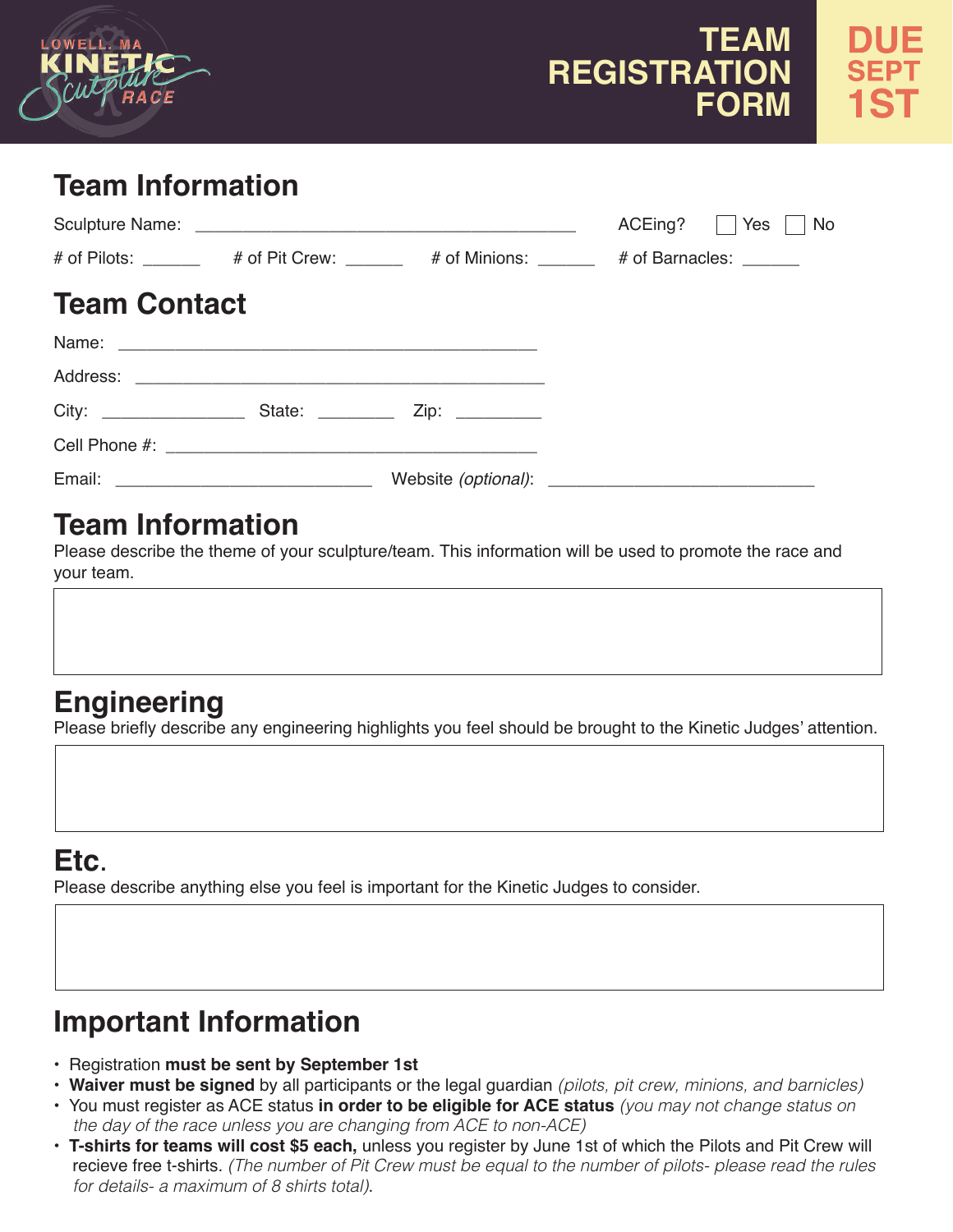LOWELL, MA KINETIC Sculpture RACE

# TEAM REGISTRATION FORM

**DUE SEPT 1ST**

## Team Information

Sculpture Name: ______________________________________ ACEing? ☐ Yes ☐ No

# of Pilots: ______ # of Pit Crew: ______ # of Minions: ______ # of Barnacles: ______

## Team Contact

Name: ________________________________________

Address: ________________________________________

City: _______________ State: ________ Zip: _________

Cell Phone #: ____________________________________

Email: ___________________________ Website *(optional)*: ___________________________

## Team Information

Please describe the theme of your sculpture/team. This information will be used to promote the race and your team.

## Engineering

Please briefly describe any engineering highlights you feel should be brought to the Kinetic Judges' attention.

## Etc.

Please describe anything else you feel is important for the Kinetic Judges to consider.

## Important Information

- Registration **must be sent by September 1st**
- **Waiver must be signed** by all participants or the legal guardian *(pilots, pit crew, minions, and barnicles)*
- You must register as ACE status **in order to be eligible for ACE status** *(you may not change status on the day of the race unless you are changing from ACE to non-ACE)*
- **T-shirts for teams will cost $5 each,** unless you register by June 1st of which the Pilots and Pit Crew will recieve free t-shirts. *(The number of Pit Crew must be equal to the number of pilots- please read the rules for details- a maximum of 8 shirts total)*.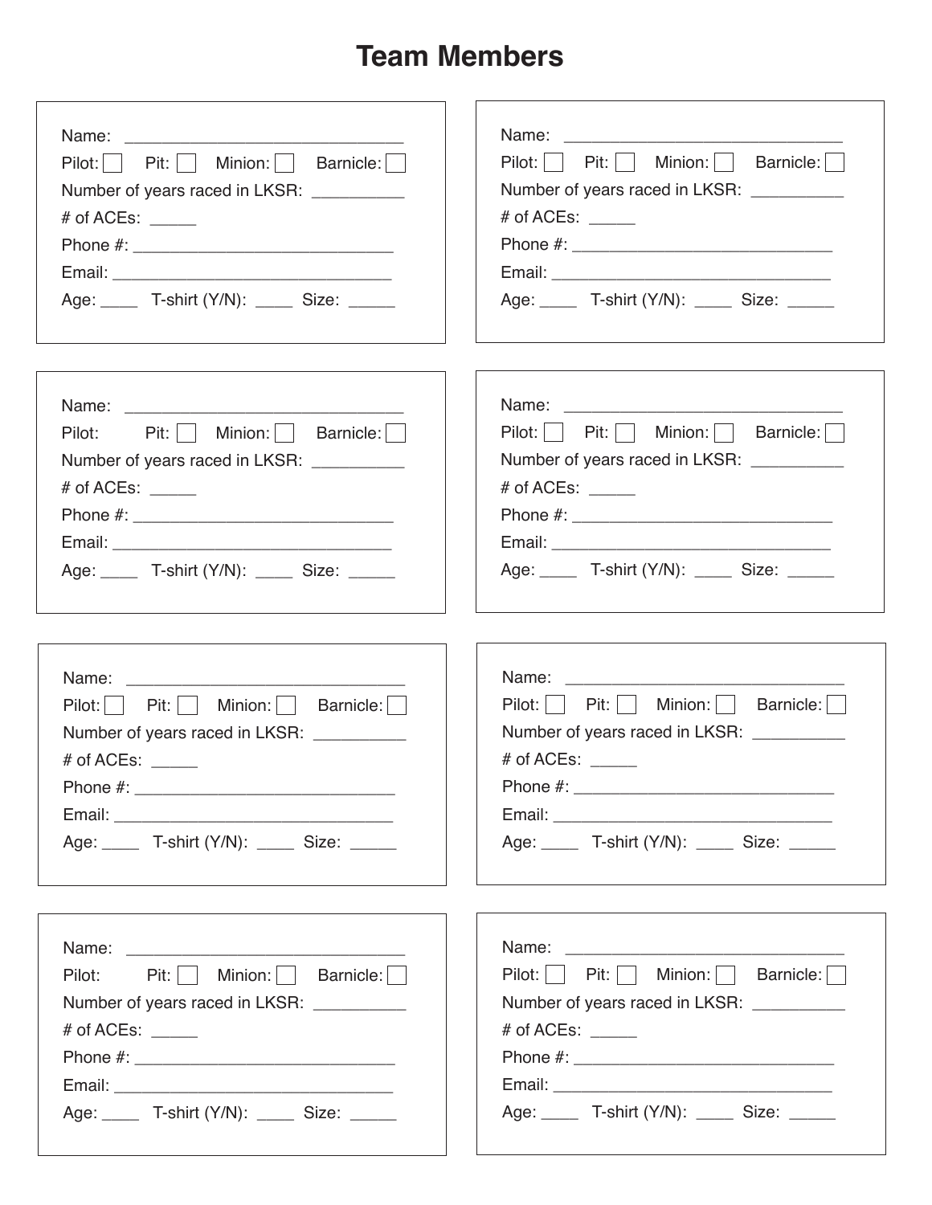# Team Members

Name: ______________________________

Pilot: ☐ Pit: ☐ Minion: ☐ Barnicle: ☐

Number of years raced in LKSR: __________

# of ACEs: _____

Phone #: ____________________________

Email: ______________________________

Age: ____ T-shirt (Y/N): ____ Size: _____

---

Name: ______________________________

Pilot: ☐ Pit: ☐ Minion: ☐ Barnicle: ☐

Number of years raced in LKSR: __________

# of ACEs: _____

Phone #: ____________________________

Email: ______________________________

Age: ____ T-shirt (Y/N): ____ Size: _____

---

Name: ______________________________

Pilot: Pit: ☐ Minion: ☐ Barnicle: ☐

Number of years raced in LKSR: __________

# of ACEs: _____

Phone #: ____________________________

Email: ______________________________

Age: ____ T-shirt (Y/N): ____ Size: _____

---

Name: ______________________________

Pilot: ☐ Pit: ☐ Minion: ☐ Barnicle: ☐

Number of years raced in LKSR: __________

# of ACEs: _____

Phone #: ____________________________

Email: ______________________________

Age: ____ T-shirt (Y/N): ____ Size: _____

---

Name: ______________________________

Pilot: ☐ Pit: ☐ Minion: ☐ Barnicle: ☐

Number of years raced in LKSR: __________

# of ACEs: _____

Phone #: ____________________________

Email: ______________________________

Age: ____ T-shirt (Y/N): ____ Size: _____

---

Name: ______________________________

Pilot: ☐ Pit: ☐ Minion: ☐ Barnicle: ☐

Number of years raced in LKSR: __________

# of ACEs: _____

Phone #: ____________________________

Email: ______________________________

Age: ____ T-shirt (Y/N): ____ Size: _____

---

Name: ______________________________

Pilot: Pit: ☐ Minion: ☐ Barnicle: ☐

Number of years raced in LKSR: __________

# of ACEs: _____

Phone #: ____________________________

Email: ______________________________

Age: ____ T-shirt (Y/N): ____ Size: _____

---

Name: ______________________________

Pilot: ☐ Pit: ☐ Minion: ☐ Barnicle: ☐

Number of years raced in LKSR: __________

# of ACEs: _____

Phone #: ____________________________

Email: ______________________________

Age: ____ T-shirt (Y/N): ____ Size: _____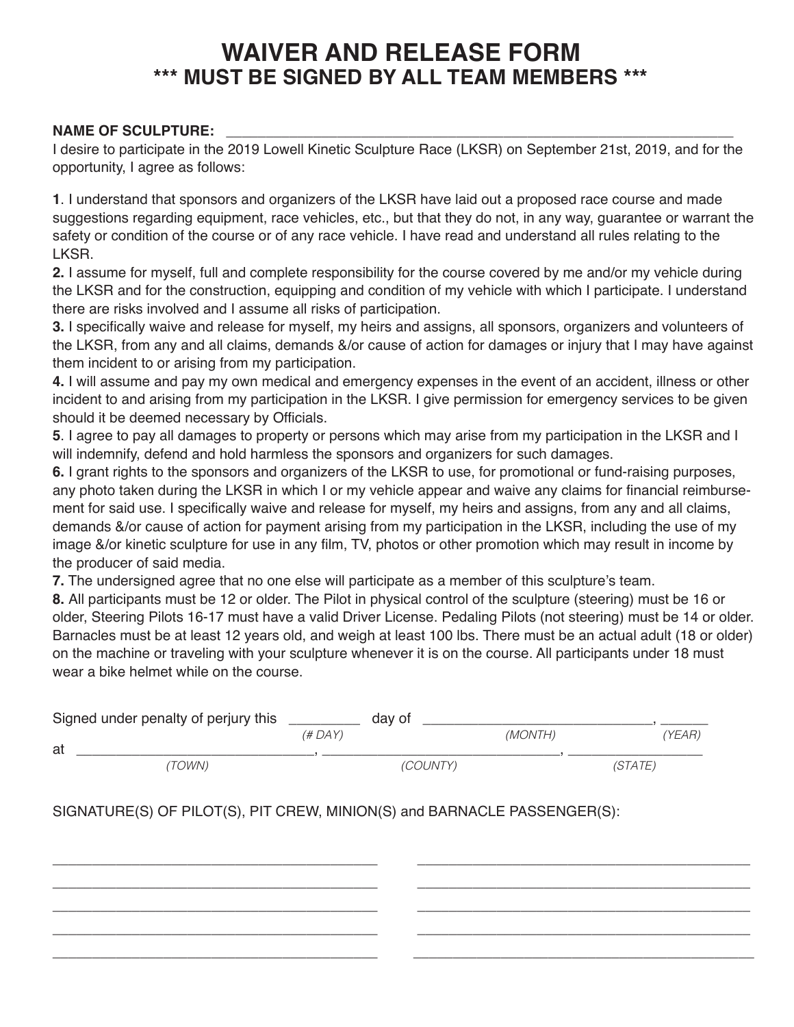# WAIVER AND RELEASE FORM

## *** MUST BE SIGNED BY ALL TEAM MEMBERS ***

**NAME OF SCULPTURE:** ______________________________________________________________

I desire to participate in the 2019 Lowell Kinetic Sculpture Race (LKSR) on September 21st, 2019, and for the opportunity, I agree as follows:

**1**. I understand that sponsors and organizers of the LKSR have laid out a proposed race course and made suggestions regarding equipment, race vehicles, etc., but that they do not, in any way, guarantee or warrant the safety or condition of the course or of any race vehicle. I have read and understand all rules relating to the LKSR.

**2.** I assume for myself, full and complete responsibility for the course covered by me and/or my vehicle during the LKSR and for the construction, equipping and condition of my vehicle with which I participate. I understand there are risks involved and I assume all risks of participation.

**3.** I specifically waive and release for myself, my heirs and assigns, all sponsors, organizers and volunteers of the LKSR, from any and all claims, demands &/or cause of action for damages or injury that I may have against them incident to or arising from my participation.

**4.** I will assume and pay my own medical and emergency expenses in the event of an accident, illness or other incident to and arising from my participation in the LKSR. I give permission for emergency services to be given should it be deemed necessary by Officials.

**5**. I agree to pay all damages to property or persons which may arise from my participation in the LKSR and I will indemnify, defend and hold harmless the sponsors and organizers for such damages.

**6.** I grant rights to the sponsors and organizers of the LKSR to use, for promotional or fund-raising purposes, any photo taken during the LKSR in which I or my vehicle appear and waive any claims for financial reimbursement for said use. I specifically waive and release for myself, my heirs and assigns, from any and all claims, demands &/or cause of action for payment arising from my participation in the LKSR, including the use of my image &/or kinetic sculpture for use in any film, TV, photos or other promotion which may result in income by the producer of said media.

**7.** The undersigned agree that no one else will participate as a member of this sculpture's team.

**8.** All participants must be 12 or older. The Pilot in physical control of the sculpture (steering) must be 16 or older, Steering Pilots 16-17 must have a valid Driver License. Pedaling Pilots (not steering) must be 14 or older. Barnacles must be at least 12 years old, and weigh at least 100 lbs. There must be an actual adult (18 or older) on the machine or traveling with your sculpture whenever it is on the course. All participants under 18 must wear a bike helmet while on the course.

Signed under penalty of perjury this _________ day of _____________________________, ______
*(# DAY)* *(MONTH)* *(YEAR)*

at ______________________________, ______________________________, ________________
*(TOWN)* *(COUNTY)* *(STATE)*

SIGNATURE(S) OF PILOT(S), PIT CREW, MINION(S) and BARNACLE PASSENGER(S):

________________________________________ ________________________________________

________________________________________ ________________________________________

________________________________________ ________________________________________

________________________________________ ________________________________________

________________________________________ ________________________________________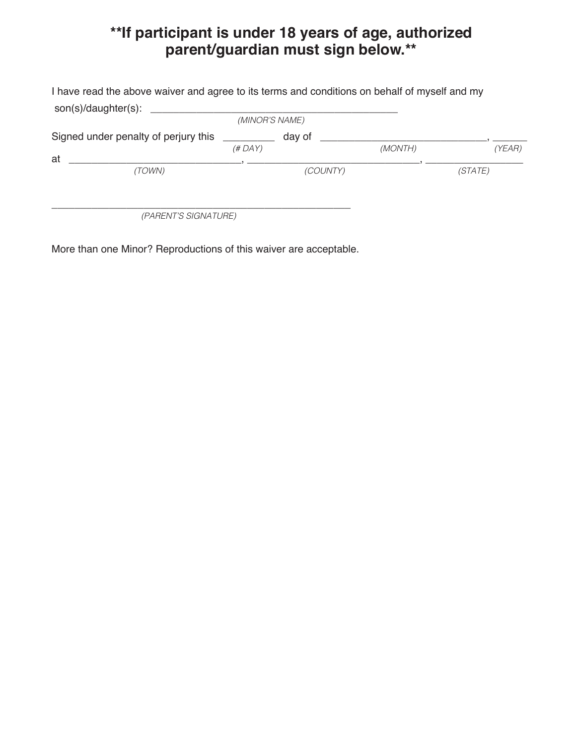## **If participant is under 18 years of age, authorized parent/guardian must sign below.**

I have read the above waiver and agree to its terms and conditions on behalf of myself and my son(s)/daughter(s): ______________________________________________
*(MINOR'S NAME)*

Signed under penalty of perjury this _________ day of ______________________________, ______
*(# DAY)* *(MONTH)* *(YEAR)*

at _______________________________, _______________________________, _________________
*(TOWN)* *(COUNTY)* *(STATE)*

_______________________________________________________
*(PARENT'S SIGNATURE)*

More than one Minor? Reproductions of this waiver are acceptable.